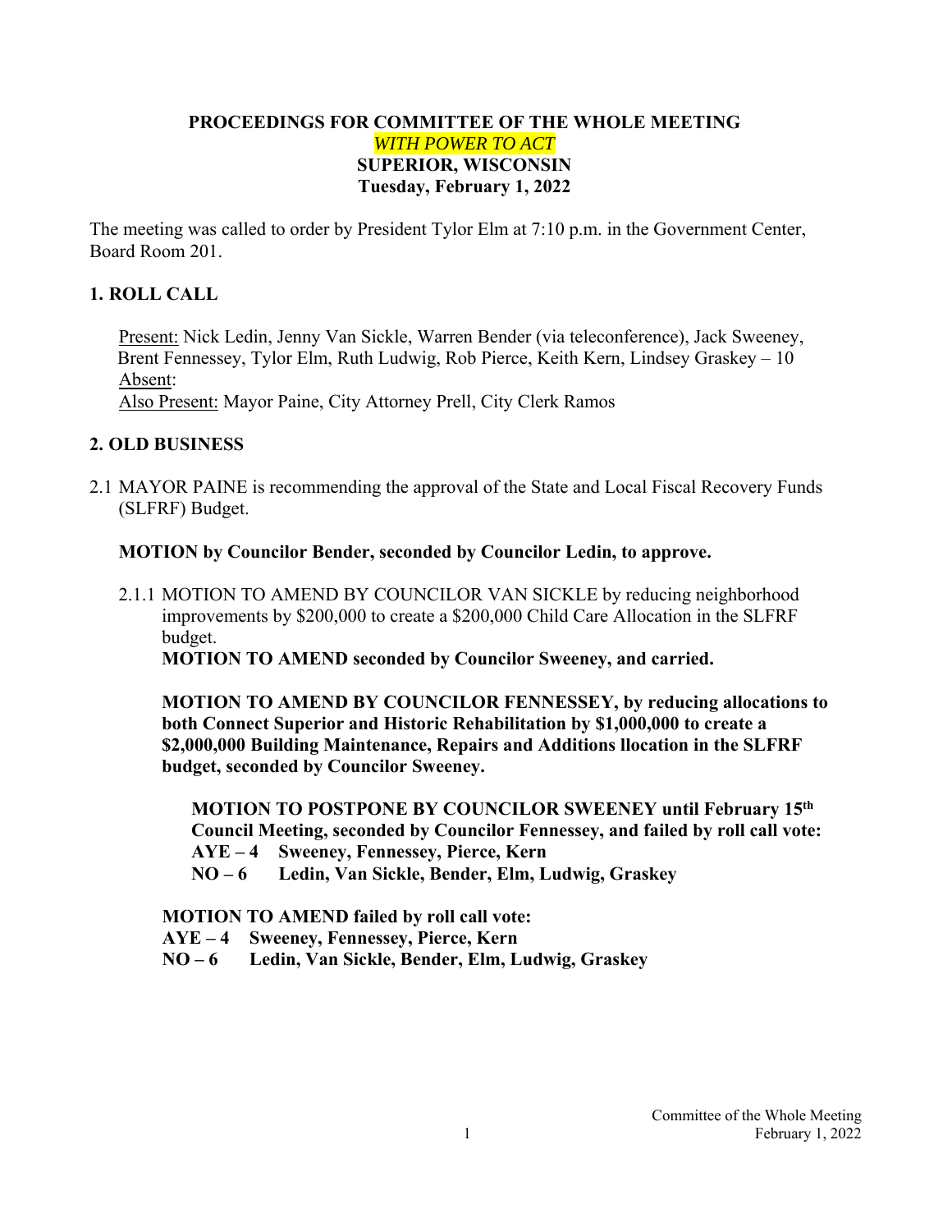**PROCEEDINGS FOR COMMITTEE OF THE WHOLE MEETING**
***WITH POWER TO ACT***
**SUPERIOR, WISCONSIN**
**Tuesday, February 1, 2022**

The meeting was called to order by President Tylor Elm at 7:10 p.m. in the Government Center, Board Room 201.

## 1. ROLL CALL

Present: Nick Ledin, Jenny Van Sickle, Warren Bender (via teleconference), Jack Sweeney, Brent Fennessey, Tylor Elm, Ruth Ludwig, Rob Pierce, Keith Kern, Lindsey Graskey – 10
Absent:
Also Present: Mayor Paine, City Attorney Prell, City Clerk Ramos

## 2. OLD BUSINESS

2.1 MAYOR PAINE is recommending the approval of the State and Local Fiscal Recovery Funds (SLFRF) Budget.

**MOTION by Councilor Bender, seconded by Councilor Ledin, to approve.**

2.1.1 MOTION TO AMEND BY COUNCILOR VAN SICKLE by reducing neighborhood improvements by $200,000 to create a $200,000 Child Care Allocation in the SLFRF budget.
**MOTION TO AMEND seconded by Councilor Sweeney, and carried.**

**MOTION TO AMEND BY COUNCILOR FENNESSEY, by reducing allocations to both Connect Superior and Historic Rehabilitation by $1,000,000 to create a $2,000,000 Building Maintenance, Repairs and Additions llocation in the SLFRF budget, seconded by Councilor Sweeney.**

**MOTION TO POSTPONE BY COUNCILOR SWEENEY until February 15th Council Meeting, seconded by Councilor Fennessey, and failed by roll call vote:**
**AYE – 4 Sweeney, Fennessey, Pierce, Kern**
**NO – 6 Ledin, Van Sickle, Bender, Elm, Ludwig, Graskey**

**MOTION TO AMEND failed by roll call vote:**
**AYE – 4 Sweeney, Fennessey, Pierce, Kern**
**NO – 6 Ledin, Van Sickle, Bender, Elm, Ludwig, Graskey**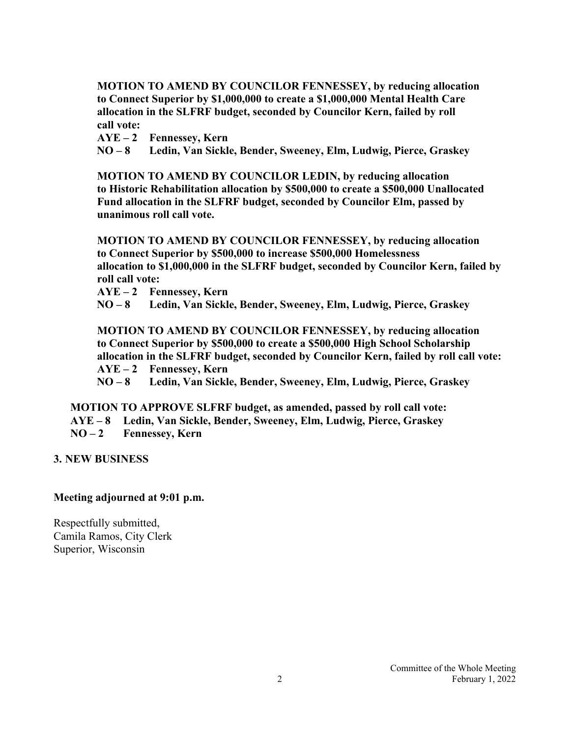**MOTION TO AMEND BY COUNCILOR FENNESSEY, by reducing allocation to Connect Superior by $1,000,000 to create a $1,000,000 Mental Health Care allocation in the SLFRF budget, seconded by Councilor Kern, failed by roll call vote:**
**AYE – 2 Fennessey, Kern**
**NO – 8 Ledin, Van Sickle, Bender, Sweeney, Elm, Ludwig, Pierce, Graskey**

**MOTION TO AMEND BY COUNCILOR LEDIN, by reducing allocation to Historic Rehabilitation allocation by $500,000 to create a $500,000 Unallocated Fund allocation in the SLFRF budget, seconded by Councilor Elm, passed by unanimous roll call vote.**

**MOTION TO AMEND BY COUNCILOR FENNESSEY, by reducing allocation to Connect Superior by $500,000 to increase $500,000 Homelessness allocation to $1,000,000 in the SLFRF budget, seconded by Councilor Kern, failed by roll call vote:**
**AYE – 2 Fennessey, Kern**
**NO – 8 Ledin, Van Sickle, Bender, Sweeney, Elm, Ludwig, Pierce, Graskey**

**MOTION TO AMEND BY COUNCILOR FENNESSEY, by reducing allocation to Connect Superior by $500,000 to create a $500,000 High School Scholarship allocation in the SLFRF budget, seconded by Councilor Kern, failed by roll call vote:**
**AYE – 2 Fennessey, Kern**
**NO – 8 Ledin, Van Sickle, Bender, Sweeney, Elm, Ludwig, Pierce, Graskey**

**MOTION TO APPROVE SLFRF budget, as amended, passed by roll call vote:**
**AYE – 8 Ledin, Van Sickle, Bender, Sweeney, Elm, Ludwig, Pierce, Graskey**
**NO – 2 Fennessey, Kern**

**3. NEW BUSINESS**

**Meeting adjourned at 9:01 p.m.**

Respectfully submitted,
Camila Ramos, City Clerk
Superior, Wisconsin